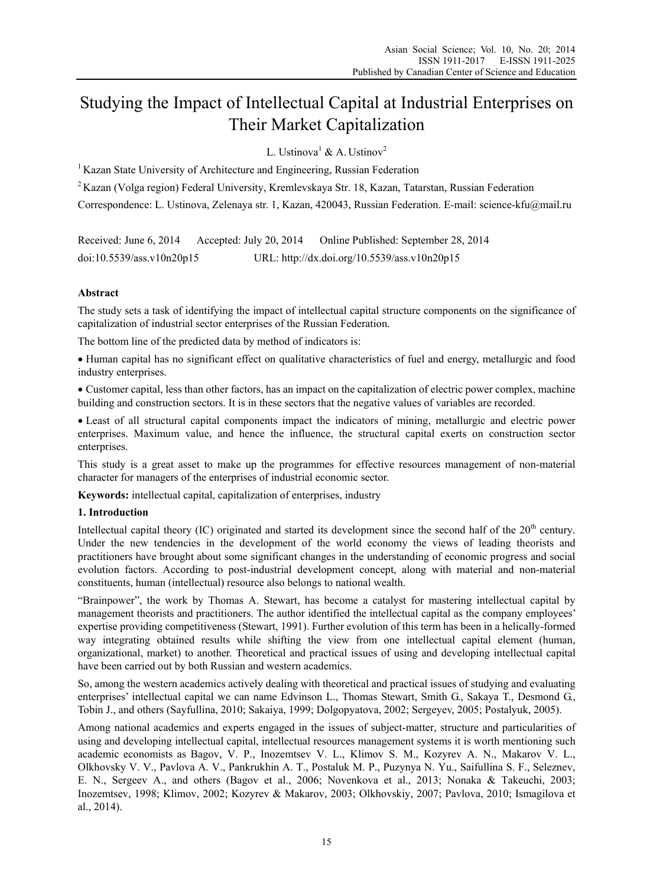# Studying the Impact of Intellectual Capital at Industrial Enterprises on Their Market Capitalization

L. Ustinova[1] & A. Ustinov[2]

[1] Kazan State University of Architecture and Engineering, Russian Federation

[2] Kazan (Volga region) Federal University, Kremlevskaya Str. 18, Kazan, Tatarstan, Russian Federation

Correspondence: L. Ustinova, Zelenaya str. 1, Kazan, 420043, Russian Federation. E-mail: science-kfu@mail.ru

Received: June 6, 2014 Accepted: July 20, 2014 Online Published: September 28, 2014

doi:10.5539/ass.v10n20p15 URL: http://dx.doi.org/10.5539/ass.v10n20p15

## Abstract

The study sets a task of identifying the impact of intellectual capital structure components on the significance of capitalization of industrial sector enterprises of the Russian Federation.

The bottom line of the predicted data by method of indicators is:

- Human capital has no significant effect on qualitative characteristics of fuel and energy, metallurgic and food industry enterprises.
- Customer capital, less than other factors, has an impact on the capitalization of electric power complex, machine building and construction sectors. It is in these sectors that the negative values of variables are recorded.
- Least of all structural capital components impact the indicators of mining, metallurgic and electric power enterprises. Maximum value, and hence the influence, the structural capital exerts on construction sector enterprises.

This study is a great asset to make up the programmes for effective resources management of non-material character for managers of the enterprises of industrial economic sector.

**Keywords:** intellectual capital, capitalization of enterprises, industry

## 1. Introduction

Intellectual capital theory (IC) originated and started its development since the second half of the 20th century. Under the new tendencies in the development of the world economy the views of leading theorists and practitioners have brought about some significant changes in the understanding of economic progress and social evolution factors. According to post-industrial development concept, along with material and non-material constituents, human (intellectual) resource also belongs to national wealth.

"Brainpower", the work by Thomas A. Stewart, has become a catalyst for mastering intellectual capital by management theorists and practitioners. The author identified the intellectual capital as the company employees' expertise providing competitiveness (Stewart, 1991). Further evolution of this term has been in a helically-formed way integrating obtained results while shifting the view from one intellectual capital element (human, organizational, market) to another. Theoretical and practical issues of using and developing intellectual capital have been carried out by both Russian and western academics.

So, among the western academics actively dealing with theoretical and practical issues of studying and evaluating enterprises' intellectual capital we can name Edvinson L., Thomas Stewart, Smith G., Sakaya T., Desmond G., Tobin J., and others (Sayfullina, 2010; Sakaiya, 1999; Dolgopyatova, 2002; Sergeyev, 2005; Postalyuk, 2005).

Among national academics and experts engaged in the issues of subject-matter, structure and particularities of using and developing intellectual capital, intellectual resources management systems it is worth mentioning such academic economists as Bagov, V. P., Inozemtsev V. L., Klimov S. M., Kozyrev A. N., Makarov V. L., Olkhovsky V. V., Pavlova A. V., Pankrukhin A. T., Postaluk M. P., Puzynya N. Yu., Saifullina S. F., Seleznev, E. N., Sergeev A., and others (Bagov et al., 2006; Novenkova et al., 2013; Nonaka & Takeuchi, 2003; Inozemtsev, 1998; Klimov, 2002; Kozyrev & Makarov, 2003; Olkhovskiy, 2007; Pavlova, 2010; Ismagilova et al., 2014).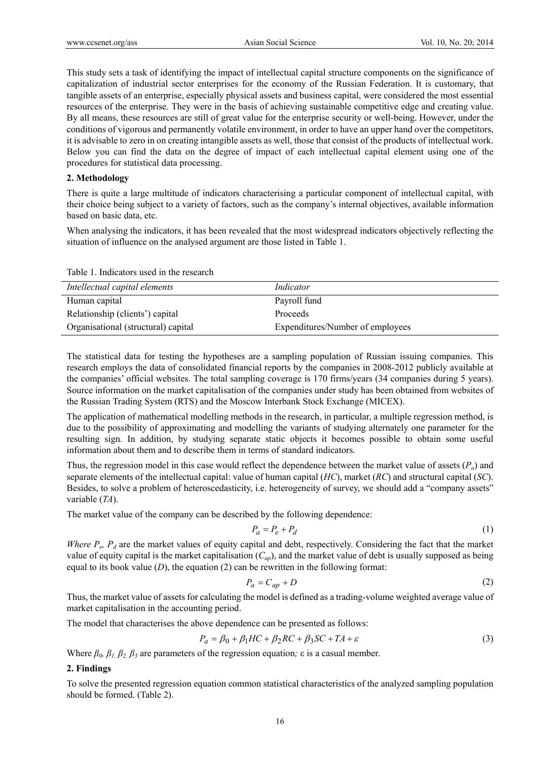This study sets a task of identifying the impact of intellectual capital structure components on the significance of capitalization of industrial sector enterprises for the economy of the Russian Federation. It is customary, that tangible assets of an enterprise, especially physical assets and business capital, were considered the most essential resources of the enterprise. They were in the basis of achieving sustainable competitive edge and creating value. By all means, these resources are still of great value for the enterprise security or well-being. However, under the conditions of vigorous and permanently volatile environment, in order to have an upper hand over the competitors, it is advisable to zero in on creating intangible assets as well, those that consist of the products of intellectual work. Below you can find the data on the degree of impact of each intellectual capital element using one of the procedures for statistical data processing.

## 2. Methodology

There is quite a large multitude of indicators characterising a particular component of intellectual capital, with their choice being subject to a variety of factors, such as the company's internal objectives, available information based on basic data, etc.

When analysing the indicators, it has been revealed that the most widespread indicators objectively reflecting the situation of influence on the analysed argument are those listed in Table 1.

Table 1. Indicators used in the research

| *Intellectual capital elements* | *Indicator* |
|---|---|
| Human capital | Payroll fund |
| Relationship (clients') capital | Proceeds |
| Organisational (structural) capital | Expenditures/Number of employees |

The statistical data for testing the hypotheses are a sampling population of Russian issuing companies. This research employs the data of consolidated financial reports by the companies in 2008-2012 publicly available at the companies' official websites. The total sampling coverage is 170 firms/years (34 companies during 5 years). Source information on the market capitalisation of the companies under study has been obtained from websites of the Russian Trading System (RTS) and the Moscow Interbank Stock Exchange (MICEX).

The application of mathematical modelling methods in the research, in particular, a multiple regression method, is due to the possibility of approximating and modelling the variants of studying alternately one parameter for the resulting sign. In addition, by studying separate static objects it becomes possible to obtain some useful information about them and to describe them in terms of standard indicators.

Thus, the regression model in this case would reflect the dependence between the market value of assets ($P_a$) and separate elements of the intellectual capital: value of human capital (*HC*), market (*RC*) and structural capital (*SC*). Besides, to solve a problem of heteroscedasticity, i.e. heterogeneity of survey, we should add a "company assets" variable (*TA*).

The market value of the company can be described by the following dependence:

$$P_a = P_e + P_d \tag{1}$$

*Where* $P_e$, $P_d$ are the market values of equity capital and debt, respectively. Considering the fact that the market value of equity capital is the market capitalisation ($C_{ap}$), and the market value of debt is usually supposed as being equal to its book value (*D*), the equation (2) can be rewritten in the following format:

$$P_a = C_{ap} + D \tag{2}$$

Thus, the market value of assets for calculating the model is defined as a trading-volume weighted average value of market capitalisation in the accounting period.

The model that characterises the above dependence can be presented as follows:

$$P_a = \beta_0 + \beta_1 HC + \beta_2 RC + \beta_3 SC + TA + \varepsilon \tag{3}$$

Where $\beta_0$, $\beta_1$, $\beta_2$, $\beta_3$ are parameters of the regression equation*;* ε is a casual member.

## 2. Findings

To solve the presented regression equation common statistical characteristics of the analyzed sampling population should be formed. (Table 2).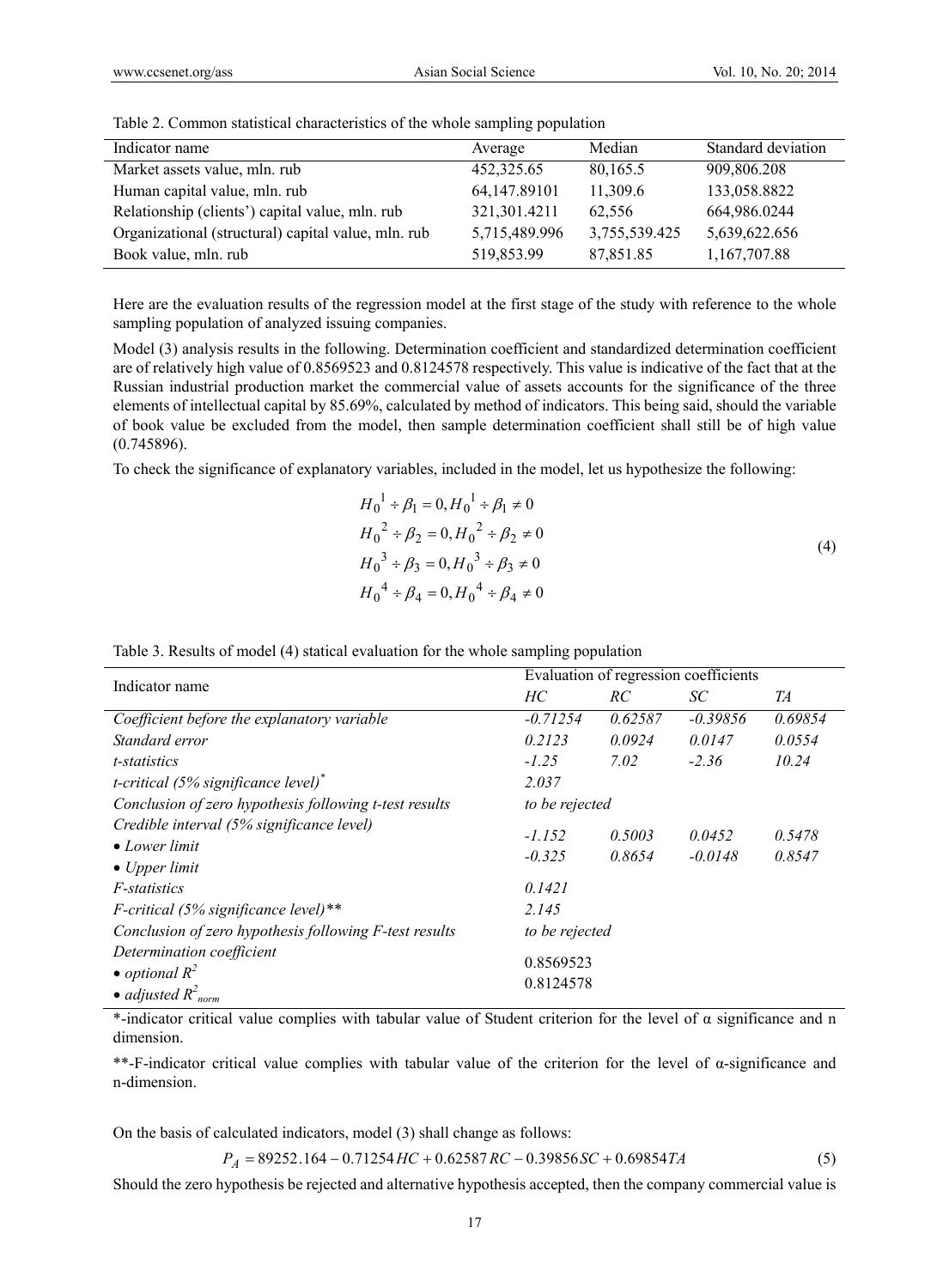Table 2. Common statistical characteristics of the whole sampling population

| Indicator name | Average | Median | Standard deviation |
| --- | --- | --- | --- |
| Market assets value, mln. rub | 452,325.65 | 80,165.5 | 909,806.208 |
| Human capital value, mln. rub | 64,147.89101 | 11,309.6 | 133,058.8822 |
| Relationship (clients') capital value, mln. rub | 321,301.4211 | 62,556 | 664,986.0244 |
| Organizational (structural) capital value, mln. rub | 5,715,489.996 | 3,755,539.425 | 5,639,622.656 |
| Book value, mln. rub | 519,853.99 | 87,851.85 | 1,167,707.88 |

Here are the evaluation results of the regression model at the first stage of the study with reference to the whole sampling population of analyzed issuing companies.

Model (3) analysis results in the following. Determination coefficient and standardized determination coefficient are of relatively high value of 0.8569523 and 0.8124578 respectively. This value is indicative of the fact that at the Russian industrial production market the commercial value of assets accounts for the significance of the three elements of intellectual capital by 85.69%, calculated by method of indicators. This being said, should the variable of book value be excluded from the model, then sample determination coefficient shall still be of high value (0.745896).

To check the significance of explanatory variables, included in the model, let us hypothesize the following:

$$
\begin{aligned}
&H_0{}^1 \div \beta_1 = 0, H_0{}^1 \div \beta_1 \neq 0 \\
&H_0{}^2 \div \beta_2 = 0, H_0{}^2 \div \beta_2 \neq 0 \\
&H_0{}^3 \div \beta_3 = 0, H_0{}^3 \div \beta_3 \neq 0 \\
&H_0{}^4 \div \beta_4 = 0, H_0{}^4 \div \beta_4 \neq 0
\end{aligned}
\tag{4}
$$

Table 3. Results of model (4) statical evaluation for the whole sampling population

| Indicator name | Evaluation of regression coefficients | | | |
| --- | --- | --- | --- | --- |
| | *HC* | *RC* | *SC* | *TA* |
| *Coefficient before the explanatory variable* | *-0.71254* | *0.62587* | *-0.39856* | *0.69854* |
| *Standard error* | *0.2123* | *0.0924* | *0.0147* | *0.0554* |
| *t-statistics* | *-1.25* | *7.02* | *-2.36* | *10.24* |
| *t-critical (5% significance level)** | *2.037* | | | |
| *Conclusion of zero hypothesis following t-test results* | *to be rejected* | | | |
| *Credible interval (5% significance level)* | | | | |
| • *Lower limit* | *-1.152* | *0.5003* | *0.0452* | *0.5478* |
| • *Upper limit* | *-0.325* | *0.8654* | *-0.0148* | *0.8547* |
| *F-statistics* | *0.1421* | | | |
| *F-critical (5% significance level)*** | *2.145* | | | |
| *Conclusion of zero hypothesis following F-test results* | *to be rejected* | | | |
| *Determination coefficient* | | | | |
| • *optional $R^2$* | 0.8569523 | | | |
| • *adjusted $R^2_{norm}$* | 0.8124578 | | | |

*-indicator critical value complies with tabular value of Student criterion for the level of α significance and n dimension.

**-F-indicator critical value complies with tabular value of the criterion for the level of α-significance and n-dimension.

On the basis of calculated indicators, model (3) shall change as follows:

$$
P_A = 89252.164 - 0.71254HC + 0.62587RC - 0.39856SC + 0.69854TA \tag{5}
$$

Should the zero hypothesis be rejected and alternative hypothesis accepted, then the company commercial value is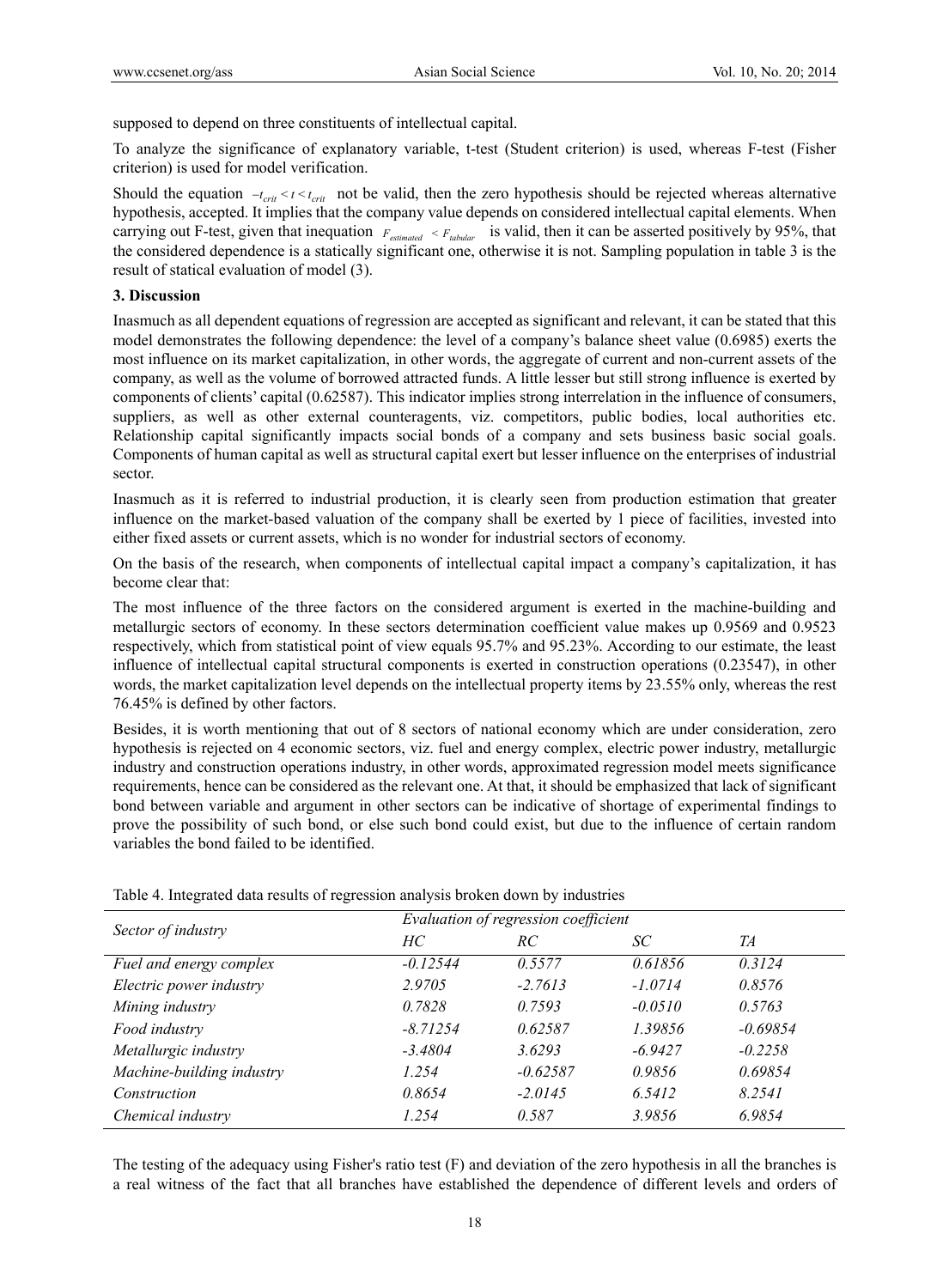supposed to depend on three constituents of intellectual capital.

To analyze the significance of explanatory variable, t-test (Student criterion) is used, whereas F-test (Fisher criterion) is used for model verification.

Should the equation $-t_{crit} < t < t_{crit}$ not be valid, then the zero hypothesis should be rejected whereas alternative hypothesis, accepted. It implies that the company value depends on considered intellectual capital elements. When carrying out F-test, given that inequation $F_{estimated} < F_{tabular}$ is valid, then it can be asserted positively by 95%, that the considered dependence is a statically significant one, otherwise it is not. Sampling population in table 3 is the result of statical evaluation of model (3).

## 3. Discussion

Inasmuch as all dependent equations of regression are accepted as significant and relevant, it can be stated that this model demonstrates the following dependence: the level of a company's balance sheet value (0.6985) exerts the most influence on its market capitalization, in other words, the aggregate of current and non-current assets of the company, as well as the volume of borrowed attracted funds. A little lesser but still strong influence is exerted by components of clients' capital (0.62587). This indicator implies strong interrelation in the influence of consumers, suppliers, as well as other external counteragents, viz. competitors, public bodies, local authorities etc. Relationship capital significantly impacts social bonds of a company and sets business basic social goals. Components of human capital as well as structural capital exert but lesser influence on the enterprises of industrial sector.

Inasmuch as it is referred to industrial production, it is clearly seen from production estimation that greater influence on the market-based valuation of the company shall be exerted by 1 piece of facilities, invested into either fixed assets or current assets, which is no wonder for industrial sectors of economy.

On the basis of the research, when components of intellectual capital impact a company's capitalization, it has become clear that:

The most influence of the three factors on the considered argument is exerted in the machine-building and metallurgic sectors of economy. In these sectors determination coefficient value makes up 0.9569 and 0.9523 respectively, which from statistical point of view equals 95.7% and 95.23%. According to our estimate, the least influence of intellectual capital structural components is exerted in construction operations (0.23547), in other words, the market capitalization level depends on the intellectual property items by 23.55% only, whereas the rest 76.45% is defined by other factors.

Besides, it is worth mentioning that out of 8 sectors of national economy which are under consideration, zero hypothesis is rejected on 4 economic sectors, viz. fuel and energy complex, electric power industry, metallurgic industry and construction operations industry, in other words, approximated regression model meets significance requirements, hence can be considered as the relevant one. At that, it should be emphasized that lack of significant bond between variable and argument in other sectors can be indicative of shortage of experimental findings to prove the possibility of such bond, or else such bond could exist, but due to the influence of certain random variables the bond failed to be identified.

Table 4. Integrated data results of regression analysis broken down by industries

| *Sector of industry* | *Evaluation of regression coefficient* | | | |
|---|---|---|---|---|
| | *HC* | *RC* | *SC* | *TA* |
| *Fuel and energy complex* | *-0.12544* | *0.5577* | *0.61856* | *0.3124* |
| *Electric power industry* | *2.9705* | *-2.7613* | *-1.0714* | *0.8576* |
| *Mining industry* | *0.7828* | *0.7593* | *-0.0510* | *0.5763* |
| *Food industry* | *-8.71254* | *0.62587* | *1.39856* | *-0.69854* |
| *Metallurgic industry* | *-3.4804* | *3.6293* | *-6.9427* | *-0.2258* |
| *Machine-building industry* | *1.254* | *-0.62587* | *0.9856* | *0.69854* |
| *Construction* | *0.8654* | *-2.0145* | *6.5412* | *8.2541* |
| *Chemical industry* | *1.254* | *0.587* | *3.9856* | *6.9854* |

The testing of the adequacy using Fisher's ratio test (F) and deviation of the zero hypothesis in all the branches is a real witness of the fact that all branches have established the dependence of different levels and orders of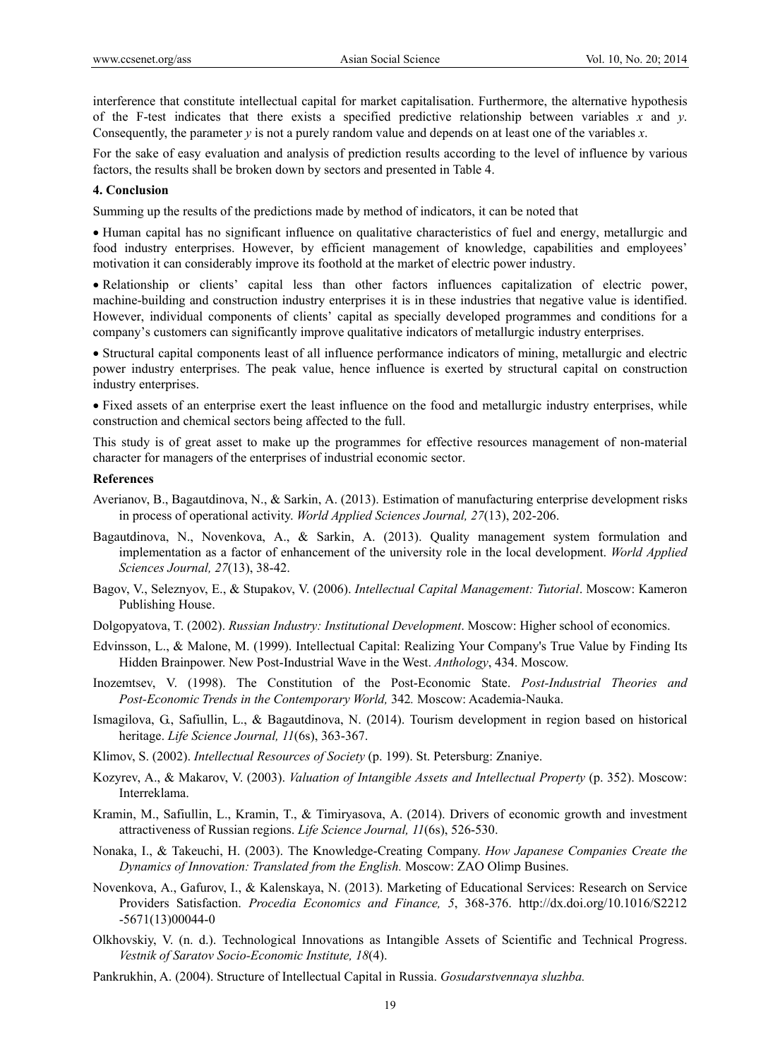interference that constitute intellectual capital for market capitalisation. Furthermore, the alternative hypothesis of the F-test indicates that there exists a specified predictive relationship between variables $x$ and $y$. Consequently, the parameter $y$ is not a purely random value and depends on at least one of the variables $x$.

For the sake of easy evaluation and analysis of prediction results according to the level of influence by various factors, the results shall be broken down by sectors and presented in Table 4.

## 4. Conclusion

Summing up the results of the predictions made by method of indicators, it can be noted that

- Human capital has no significant influence on qualitative characteristics of fuel and energy, metallurgic and food industry enterprises. However, by efficient management of knowledge, capabilities and employees' motivation it can considerably improve its foothold at the market of electric power industry.
- Relationship or clients' capital less than other factors influences capitalization of electric power, machine-building and construction industry enterprises it is in these industries that negative value is identified. However, individual components of clients' capital as specially developed programmes and conditions for a company's customers can significantly improve qualitative indicators of metallurgic industry enterprises.
- Structural capital components least of all influence performance indicators of mining, metallurgic and electric power industry enterprises. The peak value, hence influence is exerted by structural capital on construction industry enterprises.
- Fixed assets of an enterprise exert the least influence on the food and metallurgic industry enterprises, while construction and chemical sectors being affected to the full.

This study is of great asset to make up the programmes for effective resources management of non-material character for managers of the enterprises of industrial economic sector.

## References

Averianov, B., Bagautdinova, N., & Sarkin, A. (2013). Estimation of manufacturing enterprise development risks in process of operational activity. *World Applied Sciences Journal, 27*(13), 202-206.

Bagautdinova, N., Novenkova, A., & Sarkin, A. (2013). Quality management system formulation and implementation as a factor of enhancement of the university role in the local development. *World Applied Sciences Journal, 27*(13), 38-42.

Bagov, V., Seleznyov, E., & Stupakov, V. (2006). *Intellectual Capital Management: Tutorial*. Moscow: Kameron Publishing House.

Dolgopyatova, T. (2002). *Russian Industry: Institutional Development*. Moscow: Higher school of economics.

Edvinsson, L., & Malone, M. (1999). Intellectual Capital: Realizing Your Company's True Value by Finding Its Hidden Brainpower. New Post-Industrial Wave in the West. *Anthology*, 434. Moscow.

Inozemtsev, V. (1998). The Constitution of the Post-Economic State. *Post-Industrial Theories and Post-Economic Trends in the Contemporary World,* 342*.* Moscow: Academia-Nauka.

Ismagilova, G., Safiullin, L., & Bagautdinova, N. (2014). Tourism development in region based on historical heritage. *Life Science Journal, 11*(6s), 363-367.

Klimov, S. (2002). *Intellectual Resources of Society* (p. 199). St. Petersburg: Znaniye.

Kozyrev, A., & Makarov, V. (2003). *Valuation of Intangible Assets and Intellectual Property* (p. 352). Moscow: Interreklama.

Kramin, M., Safiullin, L., Kramin, T., & Timiryasova, A. (2014). Drivers of economic growth and investment attractiveness of Russian regions. *Life Science Journal, 11*(6s), 526-530.

Nonaka, I., & Takeuchi, H. (2003). The Knowledge-Creating Company. *How Japanese Companies Create the Dynamics of Innovation: Translated from the English.* Moscow: ZAO Olimp Busines.

Novenkova, A., Gafurov, I., & Kalenskaya, N. (2013). Marketing of Educational Services: Research on Service Providers Satisfaction. *Procedia Economics and Finance, 5*, 368-376. http://dx.doi.org/10.1016/S2212-5671(13)00044-0

Olkhovskiy, V. (n. d.). Technological Innovations as Intangible Assets of Scientific and Technical Progress. *Vestnik of Saratov Socio-Economic Institute, 18*(4).

Pankrukhin, A. (2004). Structure of Intellectual Capital in Russia. *Gosudarstvennaya sluzhba.*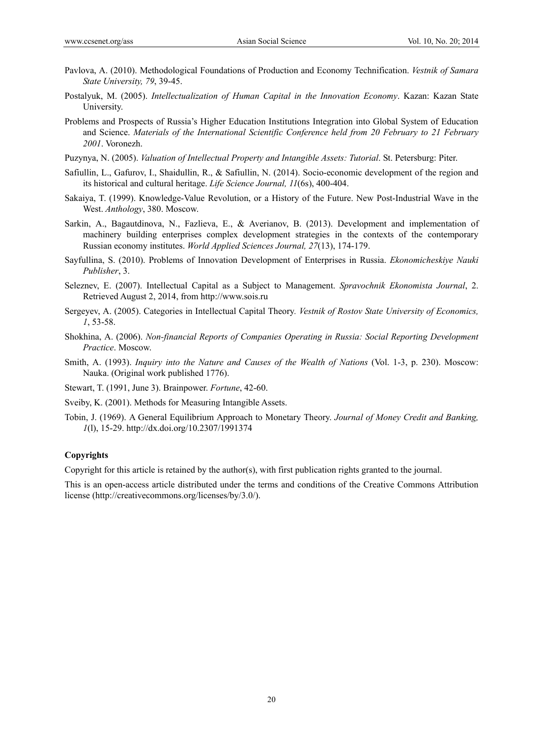Pavlova, A. (2010). Methodological Foundations of Production and Economy Technification. *Vestnik of Samara State University, 79*, 39-45.

Postalyuk, M. (2005). *Intellectualization of Human Capital in the Innovation Economy*. Kazan: Kazan State University.

Problems and Prospects of Russia's Higher Education Institutions Integration into Global System of Education and Science. *Materials of the International Scientific Conference held from 20 February to 21 February 2001*. Voronezh.

Puzynya, N. (2005). *Valuation of Intellectual Property and Intangible Assets: Tutorial*. St. Petersburg: Piter.

Safiullin, L., Gafurov, I., Shaidullin, R., & Safiullin, N. (2014). Socio-economic development of the region and its historical and cultural heritage. *Life Science Journal, 11*(6s), 400-404.

Sakaiya, T. (1999). Knowledge-Value Revolution, or a History of the Future. New Post-Industrial Wave in the West. *Anthology*, 380. Moscow.

Sarkin, A., Bagautdinova, N., Fazlieva, E., & Averianov, B. (2013). Development and implementation of machinery building enterprises complex development strategies in the contexts of the contemporary Russian economy institutes. *World Applied Sciences Journal, 27*(13), 174-179.

Sayfullina, S. (2010). Problems of Innovation Development of Enterprises in Russia. *Ekonomicheskiye Nauki Publisher*, 3.

Seleznev, E. (2007). Intellectual Capital as a Subject to Management. *Spravochnik Ekonomista Journal*, 2. Retrieved August 2, 2014, from http://www.sois.ru

Sergeyev, A. (2005). Categories in Intellectual Capital Theory. *Vestnik of Rostov State University of Economics, 1*, 53-58.

Shokhina, A. (2006). *Non-financial Reports of Companies Operating in Russia: Social Reporting Development Practice*. Moscow.

Smith, A. (1993). *Inquiry into the Nature and Causes of the Wealth of Nations* (Vol. 1-3, p. 230). Moscow: Nauka. (Original work published 1776).

Stewart, T. (1991, June 3). Brainpower. *Fortune*, 42-60.

Sveiby, K. (2001). Methods for Measuring Intangible Assets.

Tobin, J. (1969). A General Equilibrium Approach to Monetary Theory. *Journal of Money Credit and Banking, 1*(l), 15-29. http://dx.doi.org/10.2307/1991374

**Copyrights**

Copyright for this article is retained by the author(s), with first publication rights granted to the journal.

This is an open-access article distributed under the terms and conditions of the Creative Commons Attribution license (http://creativecommons.org/licenses/by/3.0/).